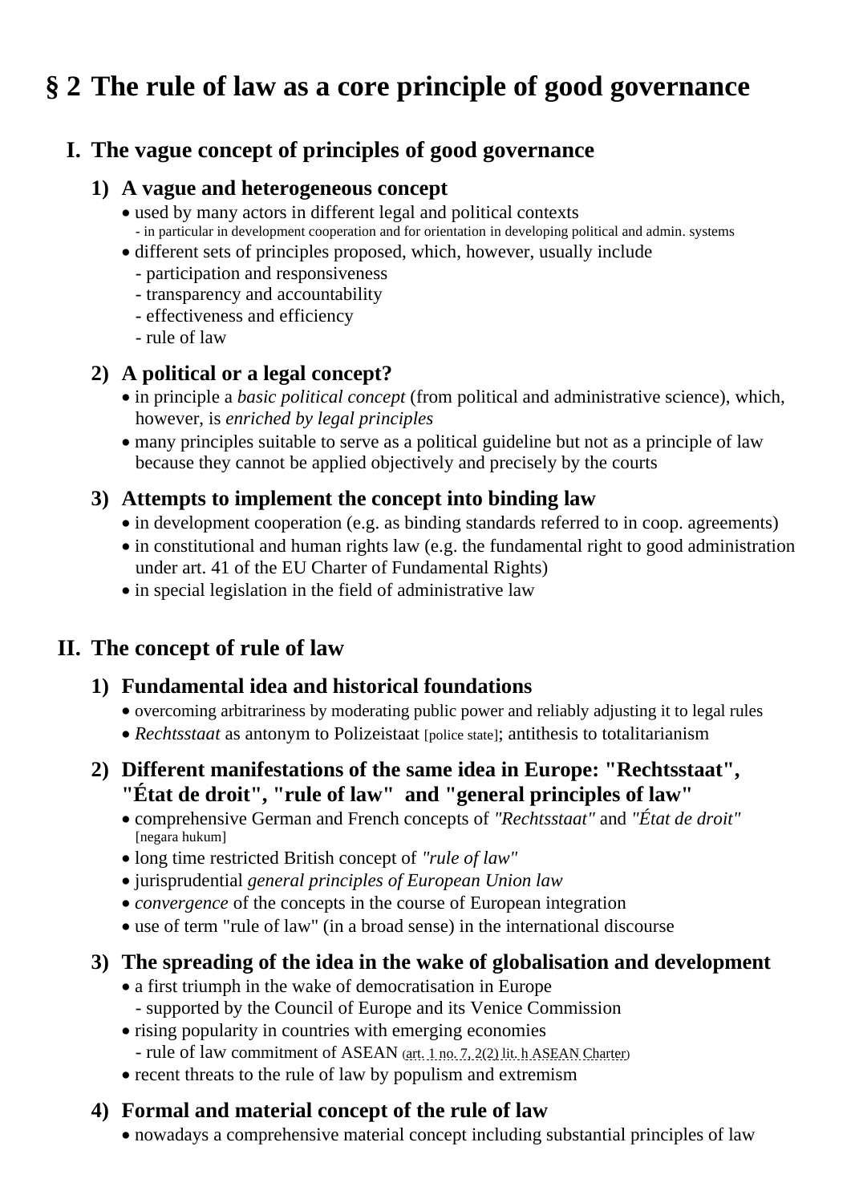# § 2 The rule of law as a core principle of good governance

## I. The vague concept of principles of good governance

### 1) A vague and heterogeneous concept

- used by many actors in different legal and political contexts
  - in particular in development cooperation and for orientation in developing political and admin. systems
- different sets of principles proposed, which, however, usually include
  - participation and responsiveness
  - transparency and accountability
  - effectiveness and efficiency
  - rule of law

### 2) A political or a legal concept?

- in principle a *basic political concept* (from political and administrative science), which, however, is *enriched by legal principles*
- many principles suitable to serve as a political guideline but not as a principle of law because they cannot be applied objectively and precisely by the courts

### 3) Attempts to implement the concept into binding law

- in development cooperation (e.g. as binding standards referred to in coop. agreements)
- in constitutional and human rights law (e.g. the fundamental right to good administration under art. 41 of the EU Charter of Fundamental Rights)
- in special legislation in the field of administrative law

## II. The concept of rule of law

### 1) Fundamental idea and historical foundations

- overcoming arbitrariness by moderating public power and reliably adjusting it to legal rules
- *Rechtsstaat* as antonym to Polizeistaat [police state]; antithesis to totalitarianism

### 2) Different manifestations of the same idea in Europe: "Rechtsstaat", "État de droit", "rule of law" and "general principles of law"

- comprehensive German and French concepts of *"Rechtsstaat"* and *"État de droit"* [negara hukum]
- long time restricted British concept of *"rule of law"*
- jurisprudential *general principles of European Union law*
- *convergence* of the concepts in the course of European integration
- use of term "rule of law" (in a broad sense) in the international discourse

### 3) The spreading of the idea in the wake of globalisation and development

- a first triumph in the wake of democratisation in Europe
  - supported by the Council of Europe and its Venice Commission
- rising popularity in countries with emerging economies
  - rule of law commitment of ASEAN (art. 1 no. 7, 2(2) lit. h ASEAN Charter)
- recent threats to the rule of law by populism and extremism

### 4) Formal and material concept of the rule of law

- nowadays a comprehensive material concept including substantial principles of law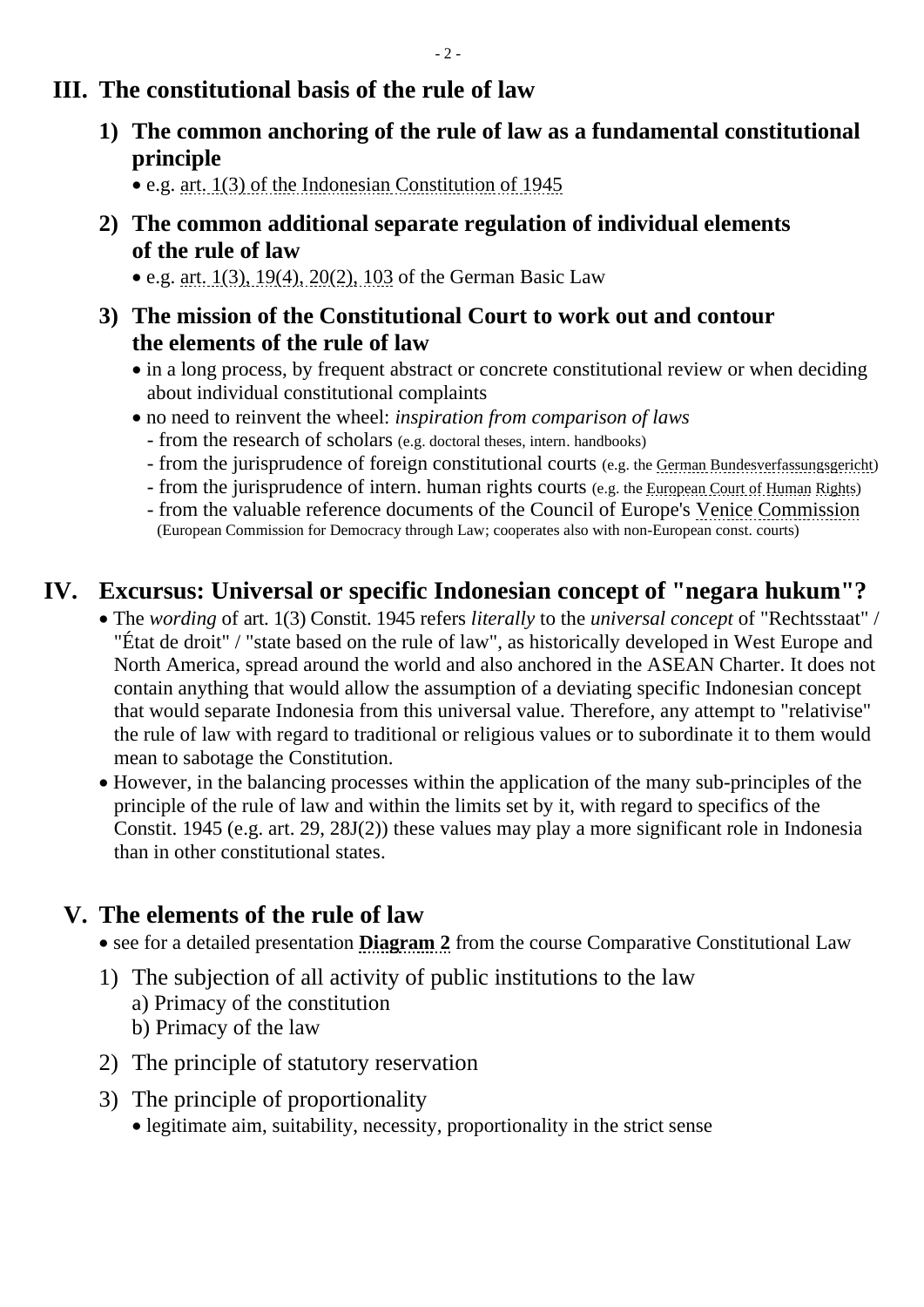## III. The constitutional basis of the rule of law

### 1) The common anchoring of the rule of law as a fundamental constitutional principle

- e.g. art. 1(3) of the Indonesian Constitution of 1945

### 2) The common additional separate regulation of individual elements of the rule of law

- e.g. art. 1(3), 19(4), 20(2), 103 of the German Basic Law

### 3) The mission of the Constitutional Court to work out and contour the elements of the rule of law

- in a long process, by frequent abstract or concrete constitutional review or when deciding about individual constitutional complaints
- no need to reinvent the wheel: *inspiration from comparison of laws*
  - from the research of scholars (e.g. doctoral theses, intern. handbooks)
  - from the jurisprudence of foreign constitutional courts (e.g. the German Bundesverfassungsgericht)
  - from the jurisprudence of intern. human rights courts (e.g. the European Court of Human Rights)
  - from the valuable reference documents of the Council of Europe's Venice Commission (European Commission for Democracy through Law; cooperates also with non-European const. courts)

## IV. Excursus: Universal or specific Indonesian concept of "negara hukum"?

- The *wording* of art. 1(3) Constit. 1945 refers *literally* to the *universal concept* of "Rechtsstaat" / "État de droit" / "state based on the rule of law", as historically developed in West Europe and North America, spread around the world and also anchored in the ASEAN Charter. It does not contain anything that would allow the assumption of a deviating specific Indonesian concept that would separate Indonesia from this universal value. Therefore, any attempt to "relativise" the rule of law with regard to traditional or religious values or to subordinate it to them would mean to sabotage the Constitution.
- However, in the balancing processes within the application of the many sub-principles of the principle of the rule of law and within the limits set by it, with regard to specifics of the Constit. 1945 (e.g. art. 29, 28J(2)) these values may play a more significant role in Indonesia than in other constitutional states.

## V. The elements of the rule of law

- see for a detailed presentation **Diagram 2** from the course Comparative Constitutional Law

1) The subjection of all activity of public institutions to the law
   a) Primacy of the constitution
   b) Primacy of the law

2) The principle of statutory reservation

3) The principle of proportionality
   - legitimate aim, suitability, necessity, proportionality in the strict sense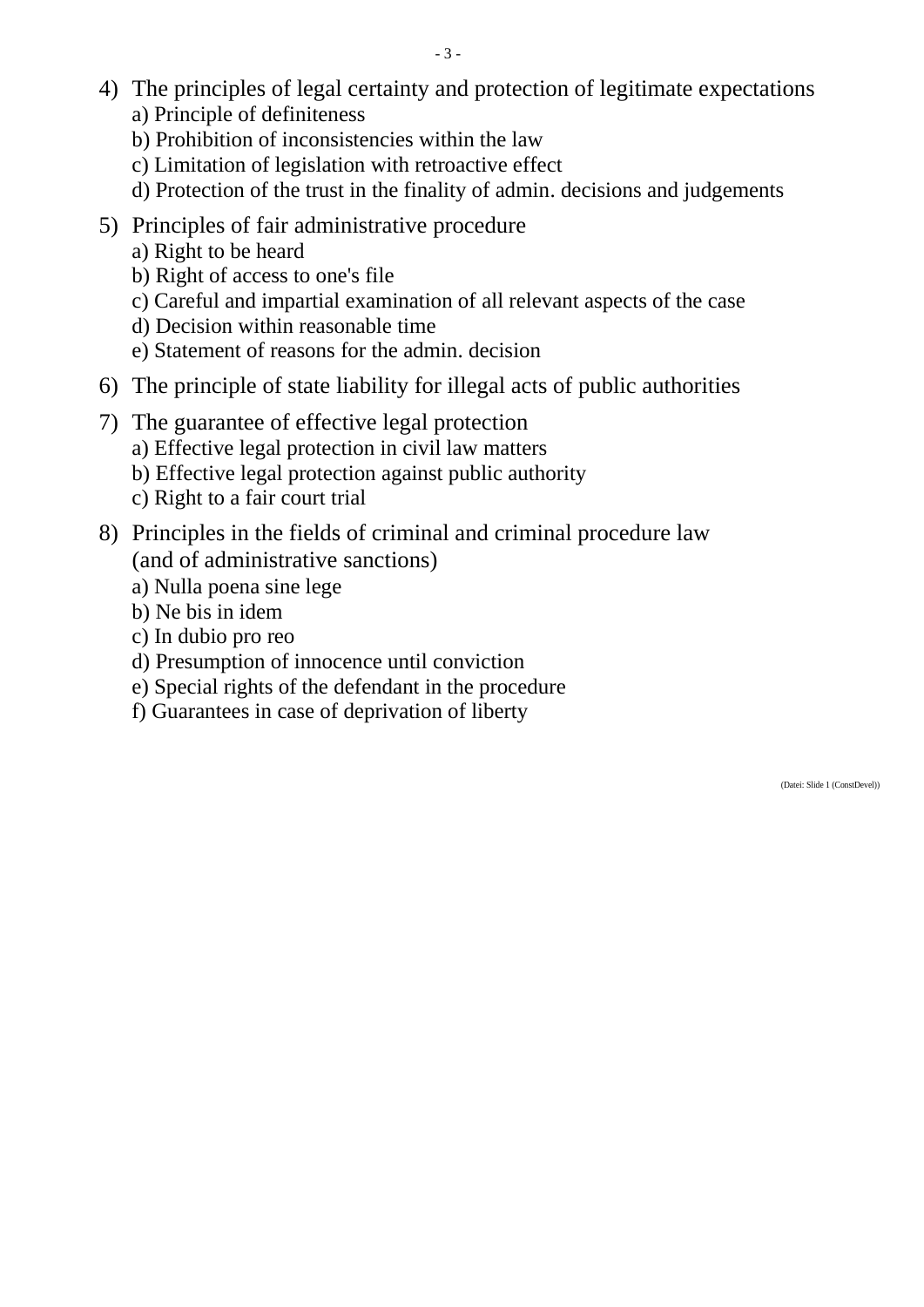4) The principles of legal certainty and protection of legitimate expectations
   - a) Principle of definiteness
   - b) Prohibition of inconsistencies within the law
   - c) Limitation of legislation with retroactive effect
   - d) Protection of the trust in the finality of admin. decisions and judgements

5) Principles of fair administrative procedure
   - a) Right to be heard
   - b) Right of access to one's file
   - c) Careful and impartial examination of all relevant aspects of the case
   - d) Decision within reasonable time
   - e) Statement of reasons for the admin. decision

6) The principle of state liability for illegal acts of public authorities

7) The guarantee of effective legal protection
   - a) Effective legal protection in civil law matters
   - b) Effective legal protection against public authority
   - c) Right to a fair court trial

8) Principles in the fields of criminal and criminal procedure law (and of administrative sanctions)
   - a) Nulla poena sine lege
   - b) Ne bis in idem
   - c) In dubio pro reo
   - d) Presumption of innocence until conviction
   - e) Special rights of the defendant in the procedure
   - f) Guarantees in case of deprivation of liberty

(Datei: Slide 1 (ConstDevel))